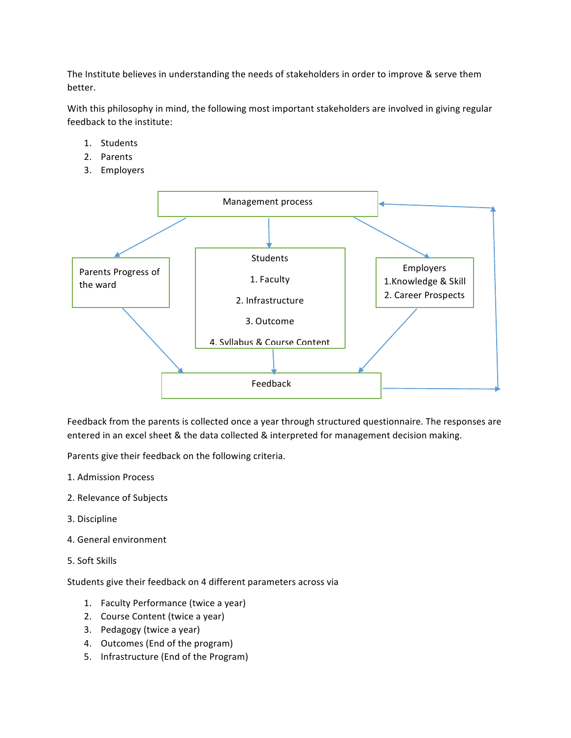The Institute believes in understanding the needs of stakeholders in order to improve & serve them better.

With this philosophy in mind, the following most important stakeholders are involved in giving regular feedback to the institute:

1. Students
2. Parents
3. Employers

Management process

Parents Progress of the ward

Students

1. Faculty
2. Infrastructure
3. Outcome
4. Syllabus & Course Content

Employers
1.Knowledge & Skill
2. Career Prospects

Feedback

Feedback from the parents is collected once a year through structured questionnaire. The responses are entered in an excel sheet & the data collected & interpreted for management decision making.

Parents give their feedback on the following criteria.

1. Admission Process

2. Relevance of Subjects

3. Discipline

4. General environment

5. Soft Skills

Students give their feedback on 4 different parameters across via

1. Faculty Performance (twice a year)
2. Course Content (twice a year)
3. Pedagogy (twice a year)
4. Outcomes (End of the program)
5. Infrastructure (End of the Program)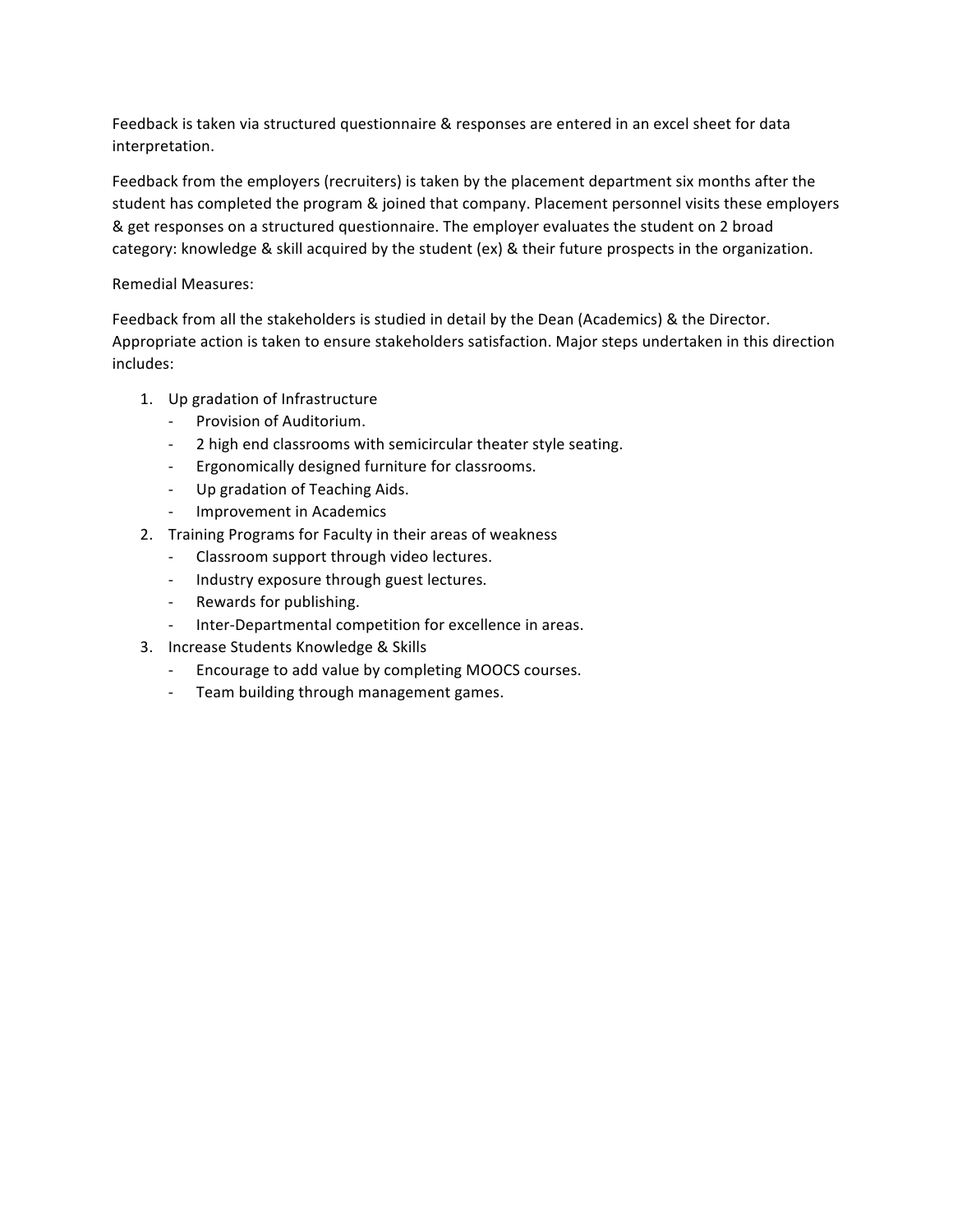Feedback is taken via structured questionnaire & responses are entered in an excel sheet for data interpretation.

Feedback from the employers (recruiters) is taken by the placement department six months after the student has completed the program & joined that company. Placement personnel visits these employers & get responses on a structured questionnaire. The employer evaluates the student on 2 broad category: knowledge & skill acquired by the student (ex) & their future prospects in the organization.

Remedial Measures:

Feedback from all the stakeholders is studied in detail by the Dean (Academics) & the Director. Appropriate action is taken to ensure stakeholders satisfaction. Major steps undertaken in this direction includes:

1. Up gradation of Infrastructure
   - Provision of Auditorium.
   - 2 high end classrooms with semicircular theater style seating.
   - Ergonomically designed furniture for classrooms.
   - Up gradation of Teaching Aids.
   - Improvement in Academics
2. Training Programs for Faculty in their areas of weakness
   - Classroom support through video lectures.
   - Industry exposure through guest lectures.
   - Rewards for publishing.
   - Inter-Departmental competition for excellence in areas.
3. Increase Students Knowledge & Skills
   - Encourage to add value by completing MOOCS courses.
   - Team building through management games.